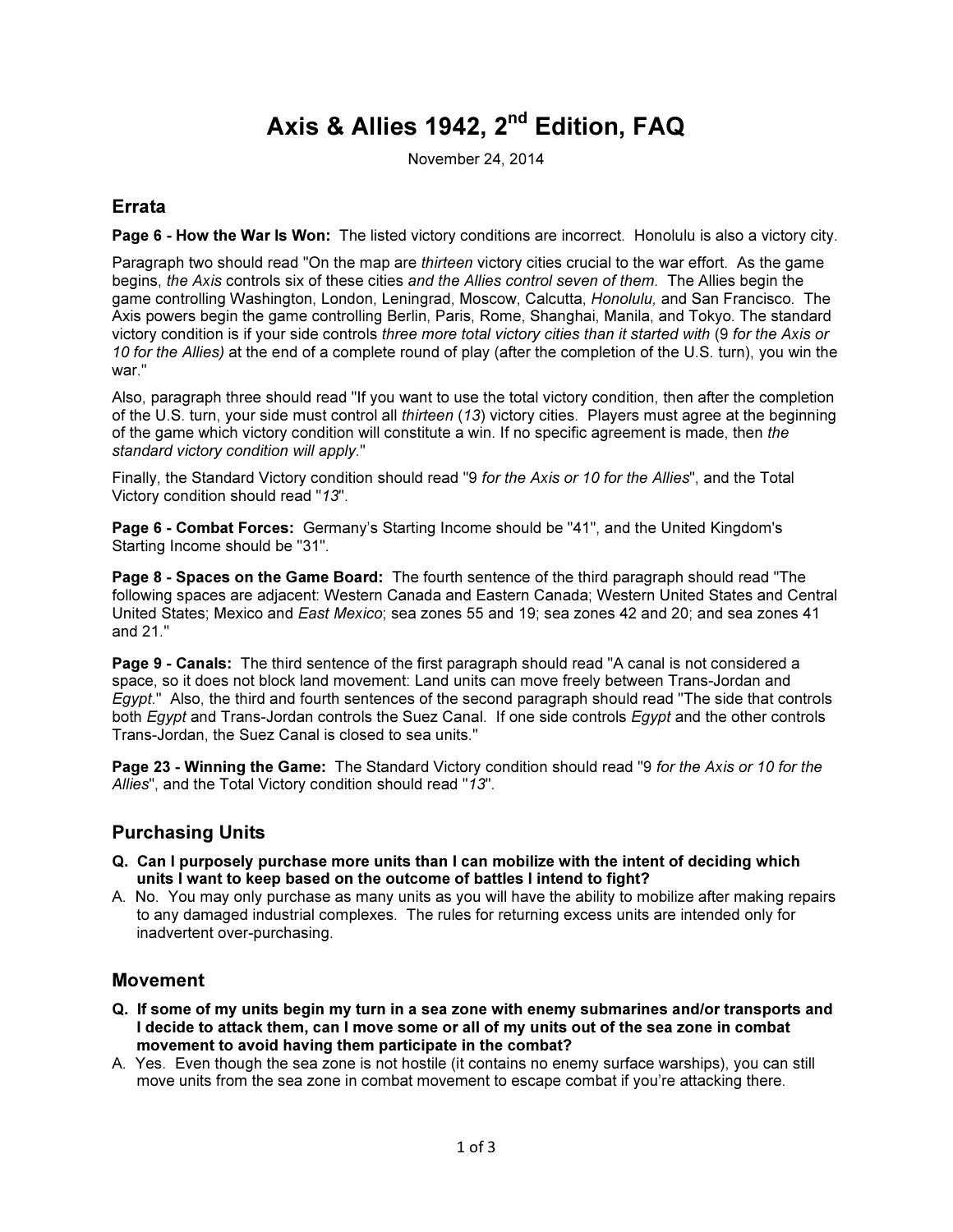# Axis & Allies 1942, 2nd Edition, FAQ

November 24, 2014

## Errata

**Page 6 - How the War Is Won:** The listed victory conditions are incorrect. Honolulu is also a victory city.

Paragraph two should read "On the map are *thirteen* victory cities crucial to the war effort. As the game begins, *the Axis* controls six of these cities *and the Allies control seven of them*. The Allies begin the game controlling Washington, London, Leningrad, Moscow, Calcutta, *Honolulu,* and San Francisco. The Axis powers begin the game controlling Berlin, Paris, Rome, Shanghai, Manila, and Tokyo. The standard victory condition is if your side controls *three more total victory cities than it started with* (9 *for the Axis or 10 for the Allies)* at the end of a complete round of play (after the completion of the U.S. turn), you win the war."

Also, paragraph three should read "If you want to use the total victory condition, then after the completion of the U.S. turn, your side must control all *thirteen* (*13*) victory cities. Players must agree at the beginning of the game which victory condition will constitute a win. If no specific agreement is made, then *the standard victory condition will apply*."

Finally, the Standard Victory condition should read "9 *for the Axis or 10 for the Allies*", and the Total Victory condition should read "*13*".

**Page 6 - Combat Forces:** Germany's Starting Income should be "41", and the United Kingdom's Starting Income should be "31".

**Page 8 - Spaces on the Game Board:** The fourth sentence of the third paragraph should read "The following spaces are adjacent: Western Canada and Eastern Canada; Western United States and Central United States; Mexico and *East Mexico*; sea zones 55 and 19; sea zones 42 and 20; and sea zones 41 and 21."

**Page 9 - Canals:** The third sentence of the first paragraph should read "A canal is not considered a space, so it does not block land movement: Land units can move freely between Trans-Jordan and *Egypt*." Also, the third and fourth sentences of the second paragraph should read "The side that controls both *Egypt* and Trans-Jordan controls the Suez Canal. If one side controls *Egypt* and the other controls Trans-Jordan, the Suez Canal is closed to sea units."

**Page 23 - Winning the Game:** The Standard Victory condition should read "9 *for the Axis or 10 for the Allies*", and the Total Victory condition should read "*13*".

## Purchasing Units

**Q. Can I purposely purchase more units than I can mobilize with the intent of deciding which units I want to keep based on the outcome of battles I intend to fight?**

A. No. You may only purchase as many units as you will have the ability to mobilize after making repairs to any damaged industrial complexes. The rules for returning excess units are intended only for inadvertent over-purchasing.

## Movement

**Q. If some of my units begin my turn in a sea zone with enemy submarines and/or transports and I decide to attack them, can I move some or all of my units out of the sea zone in combat movement to avoid having them participate in the combat?**

A. Yes. Even though the sea zone is not hostile (it contains no enemy surface warships), you can still move units from the sea zone in combat movement to escape combat if you're attacking there.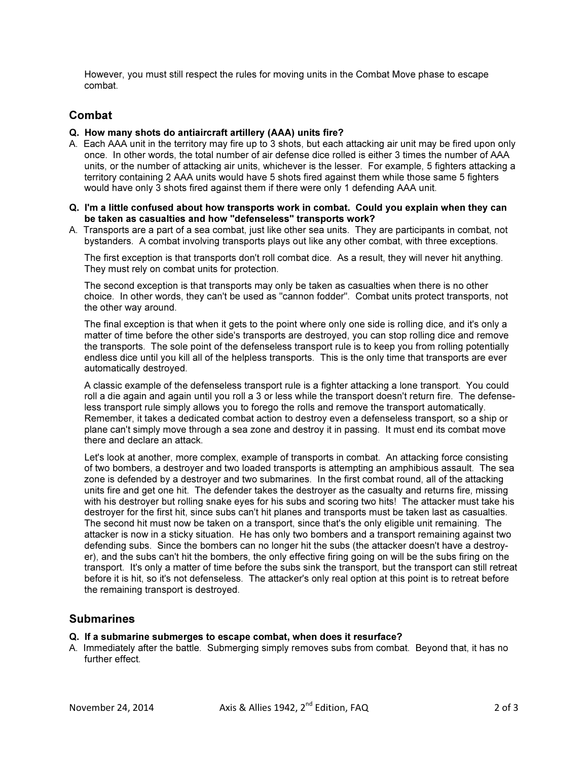However, you must still respect the rules for moving units in the Combat Move phase to escape combat.

## Combat

**Q. How many shots do antiaircraft artillery (AAA) units fire?**

A. Each AAA unit in the territory may fire up to 3 shots, but each attacking air unit may be fired upon only once. In other words, the total number of air defense dice rolled is either 3 times the number of AAA units, or the number of attacking air units, whichever is the lesser. For example, 5 fighters attacking a territory containing 2 AAA units would have 5 shots fired against them while those same 5 fighters would have only 3 shots fired against them if there were only 1 defending AAA unit.

**Q. I'm a little confused about how transports work in combat. Could you explain when they can be taken as casualties and how "defenseless" transports work?**

A. Transports are a part of a sea combat, just like other sea units. They are participants in combat, not bystanders. A combat involving transports plays out like any other combat, with three exceptions.

The first exception is that transports don't roll combat dice. As a result, they will never hit anything. They must rely on combat units for protection.

The second exception is that transports may only be taken as casualties when there is no other choice. In other words, they can't be used as "cannon fodder". Combat units protect transports, not the other way around.

The final exception is that when it gets to the point where only one side is rolling dice, and it's only a matter of time before the other side's transports are destroyed, you can stop rolling dice and remove the transports. The sole point of the defenseless transport rule is to keep you from rolling potentially endless dice until you kill all of the helpless transports. This is the only time that transports are ever automatically destroyed.

A classic example of the defenseless transport rule is a fighter attacking a lone transport. You could roll a die again and again until you roll a 3 or less while the transport doesn't return fire. The defenseless transport rule simply allows you to forego the rolls and remove the transport automatically. Remember, it takes a dedicated combat action to destroy even a defenseless transport, so a ship or plane can't simply move through a sea zone and destroy it in passing. It must end its combat move there and declare an attack.

Let's look at another, more complex, example of transports in combat. An attacking force consisting of two bombers, a destroyer and two loaded transports is attempting an amphibious assault. The sea zone is defended by a destroyer and two submarines. In the first combat round, all of the attacking units fire and get one hit. The defender takes the destroyer as the casualty and returns fire, missing with his destroyer but rolling snake eyes for his subs and scoring two hits! The attacker must take his destroyer for the first hit, since subs can't hit planes and transports must be taken last as casualties. The second hit must now be taken on a transport, since that's the only eligible unit remaining. The attacker is now in a sticky situation. He has only two bombers and a transport remaining against two defending subs. Since the bombers can no longer hit the subs (the attacker doesn't have a destroyer), and the subs can't hit the bombers, the only effective firing going on will be the subs firing on the transport. It's only a matter of time before the subs sink the transport, but the transport can still retreat before it is hit, so it's not defenseless. The attacker's only real option at this point is to retreat before the remaining transport is destroyed.

## Submarines

**Q. If a submarine submerges to escape combat, when does it resurface?**

A. Immediately after the battle. Submerging simply removes subs from combat. Beyond that, it has no further effect.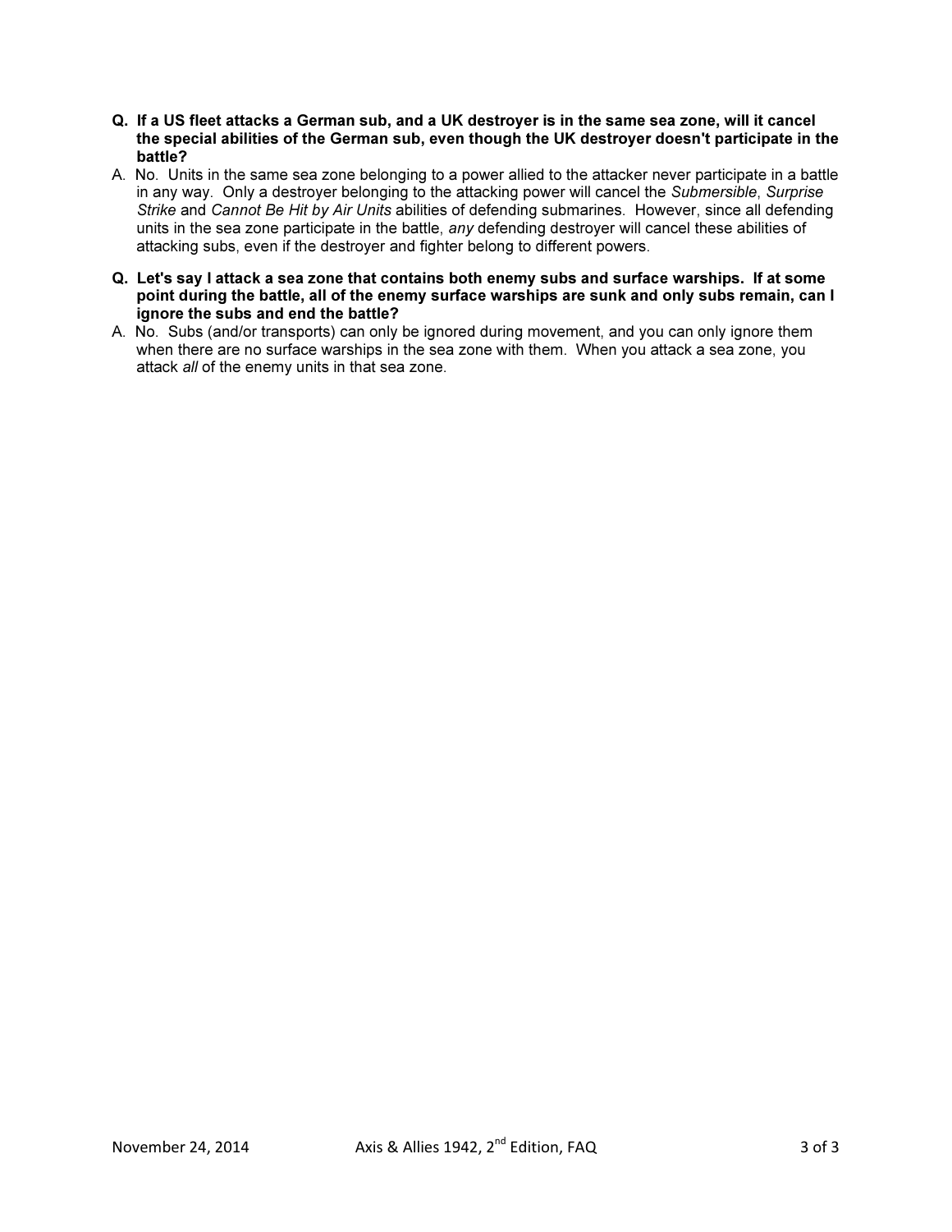**Q. If a US fleet attacks a German sub, and a UK destroyer is in the same sea zone, will it cancel the special abilities of the German sub, even though the UK destroyer doesn't participate in the battle?**

A. No. Units in the same sea zone belonging to a power allied to the attacker never participate in a battle in any way. Only a destroyer belonging to the attacking power will cancel the *Submersible*, *Surprise Strike* and *Cannot Be Hit by Air Units* abilities of defending submarines. However, since all defending units in the sea zone participate in the battle, *any* defending destroyer will cancel these abilities of attacking subs, even if the destroyer and fighter belong to different powers.

**Q. Let's say I attack a sea zone that contains both enemy subs and surface warships. If at some point during the battle, all of the enemy surface warships are sunk and only subs remain, can I ignore the subs and end the battle?**

A. No. Subs (and/or transports) can only be ignored during movement, and you can only ignore them when there are no surface warships in the sea zone with them. When you attack a sea zone, you attack *all* of the enemy units in that sea zone.